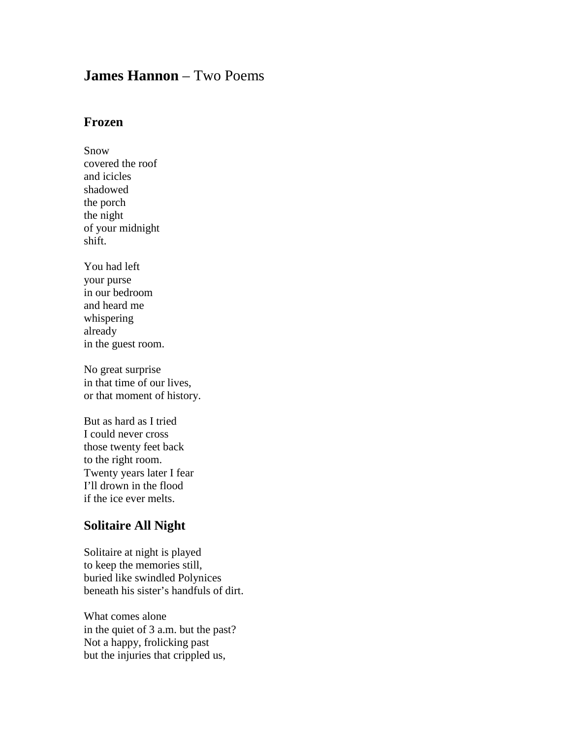# **James Hannon** – Two Poems

## Frozen

Snow  
covered the roof  
and icicles  
shadowed  
the porch  
the night  
of your midnight  
shift.

You had left  
your purse  
in our bedroom  
and heard me  
whispering  
already  
in the guest room.

No great surprise  
in that time of our lives,  
or that moment of history.

But as hard as I tried  
I could never cross  
those twenty feet back  
to the right room.  
Twenty years later I fear  
I'll drown in the flood  
if the ice ever melts.

## Solitaire All Night

Solitaire at night is played  
to keep the memories still,  
buried like swindled Polynices  
beneath his sister's handfuls of dirt.

What comes alone  
in the quiet of 3 a.m. but the past?  
Not a happy, frolicking past  
but the injuries that crippled us,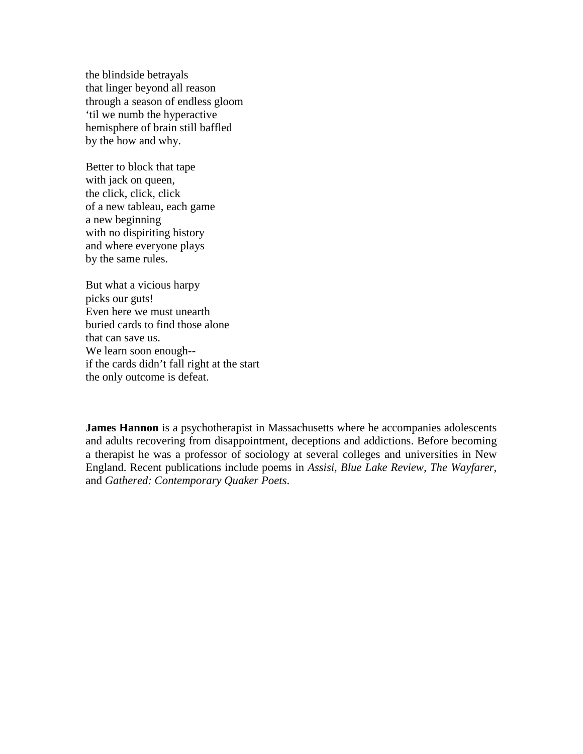the blindside betrayals
that linger beyond all reason
through a season of endless gloom
'til we numb the hyperactive
hemisphere of brain still baffled
by the how and why.

Better to block that tape
with jack on queen,
the click, click, click
of a new tableau, each game
a new beginning
with no dispiriting history
and where everyone plays
by the same rules.

But what a vicious harpy
picks our guts!
Even here we must unearth
buried cards to find those alone
that can save us.
We learn soon enough--
if the cards didn't fall right at the start
the only outcome is defeat.

**James Hannon** is a psychotherapist in Massachusetts where he accompanies adolescents and adults recovering from disappointment, deceptions and addictions. Before becoming a therapist he was a professor of sociology at several colleges and universities in New England. Recent publications include poems in *Assisi, Blue Lake Review, The Wayfarer*, and *Gathered: Contemporary Quaker Poets*.